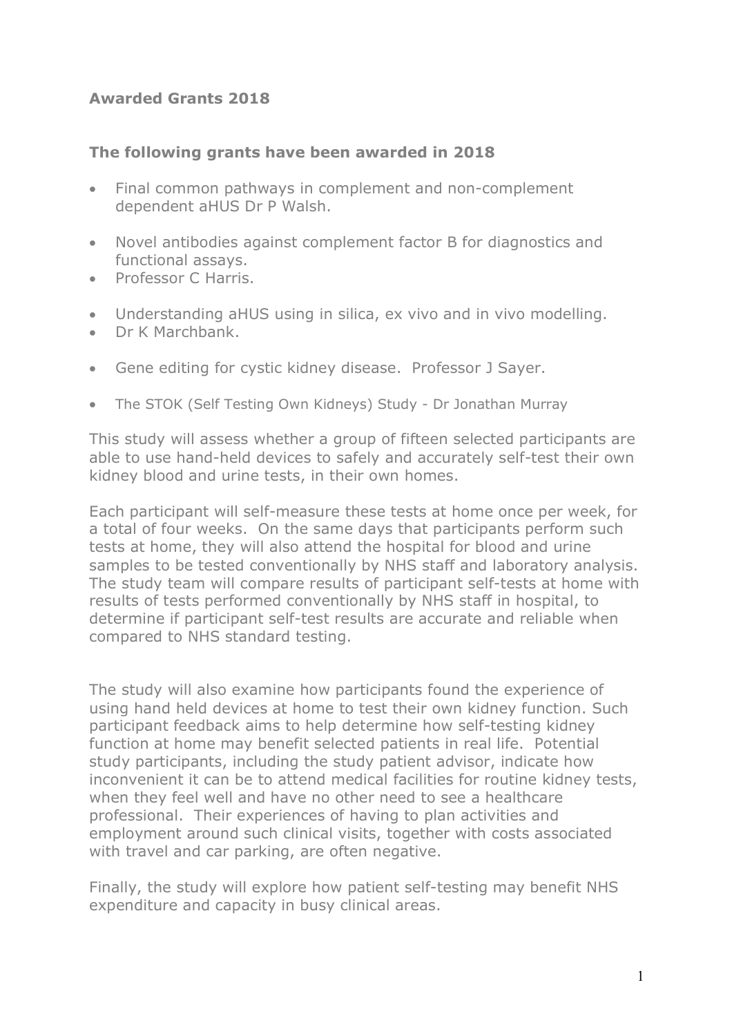## Awarded Grants 2018

### The following grants have been awarded in 2018

- Final common pathways in complement and non-complement dependent aHUS Dr P Walsh.

- Novel antibodies against complement factor B for diagnostics and functional assays.
- Professor C Harris.

- Understanding aHUS using in silica, ex vivo and in vivo modelling.
- Dr K Marchbank.

- Gene editing for cystic kidney disease. Professor J Sayer.

- The STOK (Self Testing Own Kidneys) Study - Dr Jonathan Murray

This study will assess whether a group of fifteen selected participants are able to use hand-held devices to safely and accurately self-test their own kidney blood and urine tests, in their own homes.

Each participant will self-measure these tests at home once per week, for a total of four weeks. On the same days that participants perform such tests at home, they will also attend the hospital for blood and urine samples to be tested conventionally by NHS staff and laboratory analysis. The study team will compare results of participant self-tests at home with results of tests performed conventionally by NHS staff in hospital, to determine if participant self-test results are accurate and reliable when compared to NHS standard testing.

The study will also examine how participants found the experience of using hand held devices at home to test their own kidney function. Such participant feedback aims to help determine how self-testing kidney function at home may benefit selected patients in real life. Potential study participants, including the study patient advisor, indicate how inconvenient it can be to attend medical facilities for routine kidney tests, when they feel well and have no other need to see a healthcare professional. Their experiences of having to plan activities and employment around such clinical visits, together with costs associated with travel and car parking, are often negative.

Finally, the study will explore how patient self-testing may benefit NHS expenditure and capacity in busy clinical areas.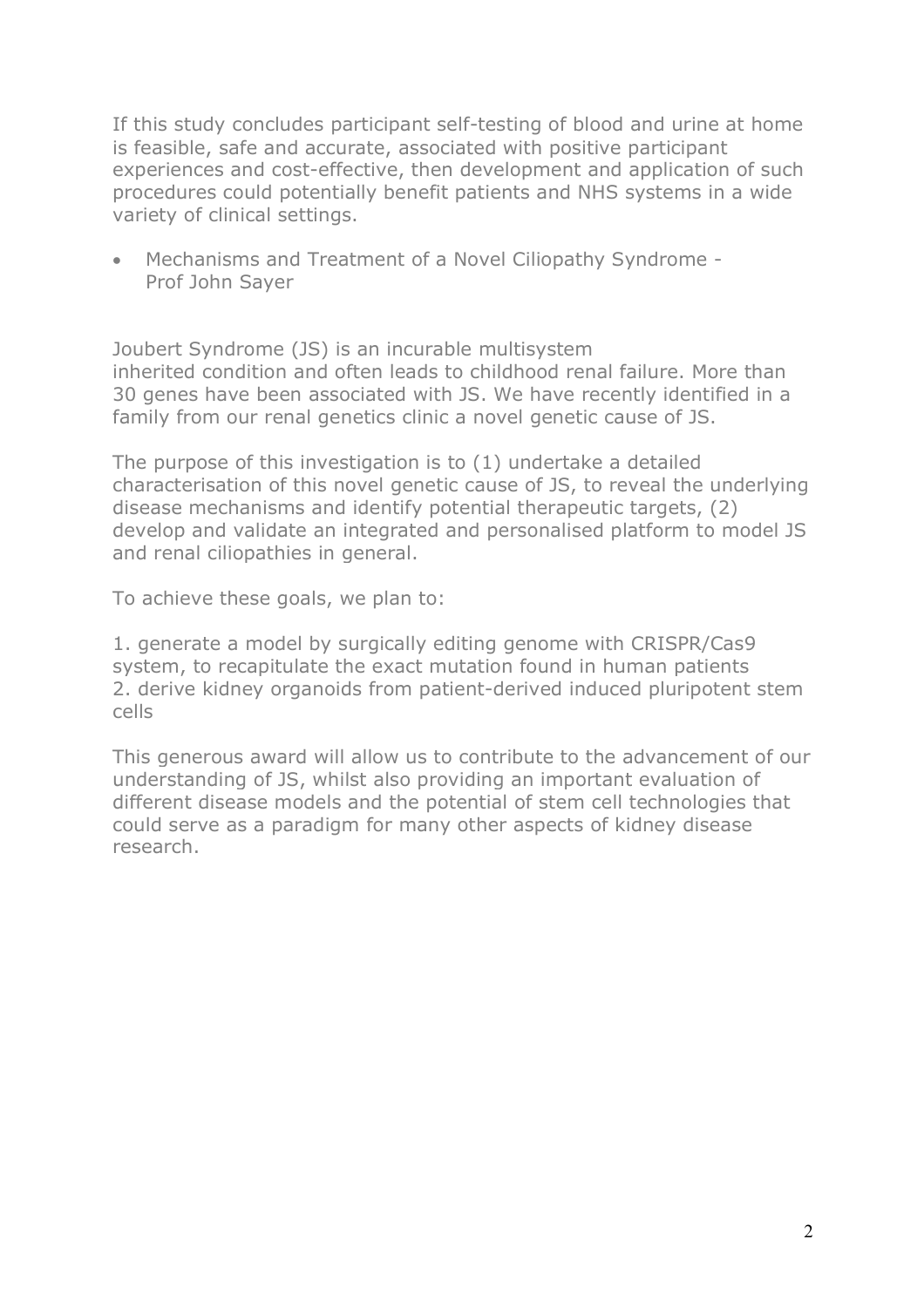If this study concludes participant self-testing of blood and urine at home is feasible, safe and accurate, associated with positive participant experiences and cost-effective, then development and application of such procedures could potentially benefit patients and NHS systems in a wide variety of clinical settings.

- Mechanisms and Treatment of a Novel Ciliopathy Syndrome - Prof John Sayer

Joubert Syndrome (JS) is an incurable multisystem inherited condition and often leads to childhood renal failure. More than 30 genes have been associated with JS. We have recently identified in a family from our renal genetics clinic a novel genetic cause of JS.

The purpose of this investigation is to (1) undertake a detailed characterisation of this novel genetic cause of JS, to reveal the underlying disease mechanisms and identify potential therapeutic targets, (2) develop and validate an integrated and personalised platform to model JS and renal ciliopathies in general.

To achieve these goals, we plan to:

1. generate a model by surgically editing genome with CRISPR/Cas9 system, to recapitulate the exact mutation found in human patients
2. derive kidney organoids from patient-derived induced pluripotent stem cells

This generous award will allow us to contribute to the advancement of our understanding of JS, whilst also providing an important evaluation of different disease models and the potential of stem cell technologies that could serve as a paradigm for many other aspects of kidney disease research.